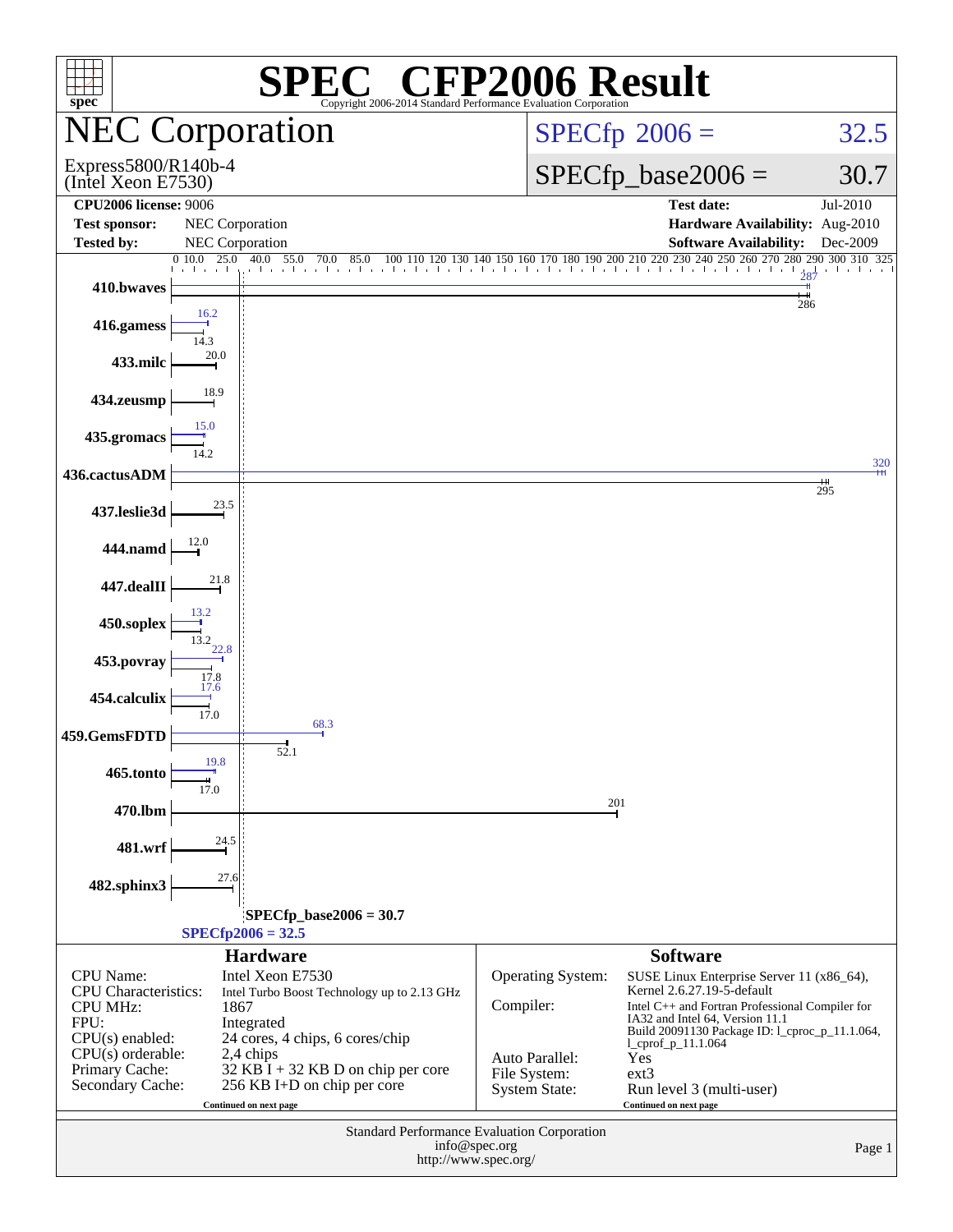# SPEC CFP2006 Result

Copyright 2006-2014 Standard Performance Evaluation Corporation

## NEC Corporation

Express5800/R140b-4
(Intel Xeon E7530)

SPECfp 2006 = 32.5

SPECfp_base2006 = 30.7

| | | | |
|---|---|---|---|
| **CPU2006 license:** 9006 | | **Test date:** | Jul-2010 |
| **Test sponsor:** | NEC Corporation | **Hardware Availability:** | Aug-2010 |
| **Tested by:** | NEC Corporation | **Software Availability:** | Dec-2009 |

| Benchmark | Peak | Base |
|---|---|---|
| 410.bwaves | 287 | 286 |
| 416.gamess | 16.2 | 14.3 |
| 433.milc | 20.0 | 20.0 |
| 434.zeusmp | 18.9 | 18.9 |
| 435.gromacs | 15.0 | 14.2 |
| 436.cactusADM | 320 | 295 |
| 437.leslie3d | 23.5 | 23.5 |
| 444.namd | 12.0 | 12.0 |
| 447.dealII | 21.8 | 21.8 |
| 450.soplex | 13.2 | 13.2 |
| 453.povray | 22.8 | 17.8 |
| 454.calculix | 17.6 | 17.0 |
| 459.GemsFDTD | 68.3 | 52.1 |
| 465.tonto | 19.8 | 17.0 |
| 470.lbm | 201 | 201 |
| 481.wrf | 24.5 | 24.5 |
| 482.sphinx3 | 27.6 | 27.6 |

SPECfp_base2006 = 30.7

SPECfp2006 = 32.5

### Hardware

| | |
|---|---|
| CPU Name: | Intel Xeon E7530 |
| CPU Characteristics: | Intel Turbo Boost Technology up to 2.13 GHz |
| CPU MHz: | 1867 |
| FPU: | Integrated |
| CPU(s) enabled: | 24 cores, 4 chips, 6 cores/chip |
| CPU(s) orderable: | 2,4 chips |
| Primary Cache: | 32 KB I + 32 KB D on chip per core |
| Secondary Cache: | 256 KB I+D on chip per core |

Continued on next page

### Software

| | |
|---|---|
| Operating System: | SUSE Linux Enterprise Server 11 (x86_64), Kernel 2.6.27.19-5-default |
| Compiler: | Intel C++ and Fortran Professional Compiler for IA32 and Intel 64, Version 11.1 Build 20091130 Package ID: l_cproc_p_11.1.064, l_cprof_p_11.1.064 |
| Auto Parallel: | Yes |
| File System: | ext3 |
| System State: | Run level 3 (multi-user) |

Continued on next page

Standard Performance Evaluation Corporation
info@spec.org
http://www.spec.org/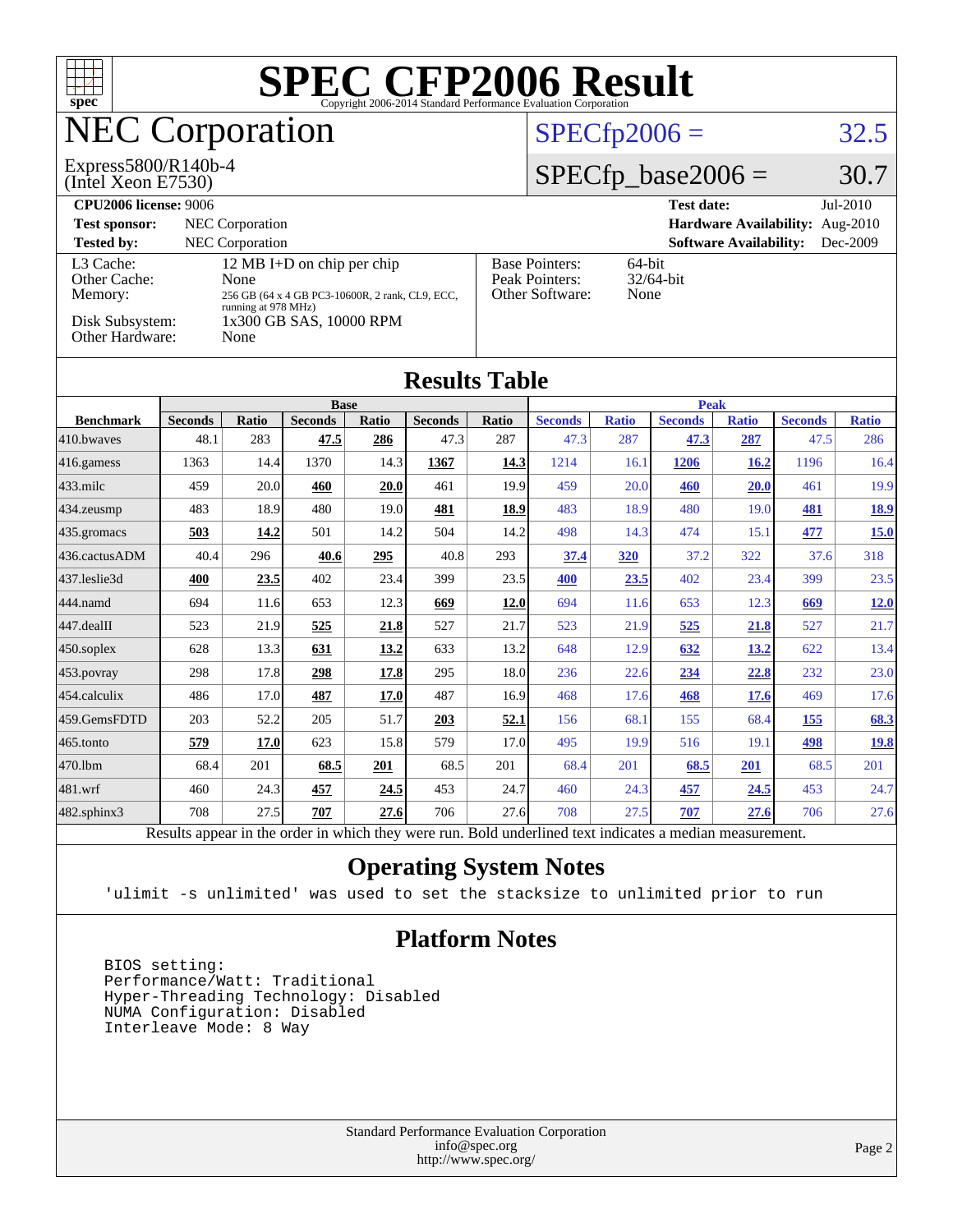# SPEC CFP2006 Result

Copyright 2006-2014 Standard Performance Evaluation Corporation

# NEC Corporation

Express5800/R140b-4
(Intel Xeon E7530)

SPECfp2006 = 32.5

SPECfp_base2006 = 30.7

| | | | |
|---|---|---|---|
| **CPU2006 license:** 9006 | | **Test date:** | Jul-2010 |
| **Test sponsor:** | NEC Corporation | **Hardware Availability:** | Aug-2010 |
| **Tested by:** | NEC Corporation | **Software Availability:** | Dec-2009 |

| | |
|---|---|
| L3 Cache: | 12 MB I+D on chip per chip |
| Other Cache: | None |
| Memory: | 256 GB (64 x 4 GB PC3-10600R, 2 rank, CL9, ECC, running at 978 MHz) |
| Disk Subsystem: | 1x300 GB SAS, 10000 RPM |
| Other Hardware: | None |

| | |
|---|---|
| Base Pointers: | 64-bit |
| Peak Pointers: | 32/64-bit |
| Other Software: | None |

## Results Table

| Benchmark | Base | | | | | | Peak | | | | | |
|---|---|---|---|---|---|---|---|---|---|---|---|---|
| | Seconds | Ratio | Seconds | Ratio | Seconds | Ratio | Seconds | Ratio | Seconds | Ratio | Seconds | Ratio |
| 410.bwaves | 48.1 | 283 | **47.5** | **286** | 47.3 | 287 | 47.3 | 287 | **47.3** | **287** | 47.5 | 286 |
| 416.gamess | 1363 | 14.4 | 1370 | 14.3 | **1367** | **14.3** | 1214 | 16.1 | **1206** | **16.2** | 1196 | 16.4 |
| 433.milc | 459 | 20.0 | **460** | **20.0** | 461 | 19.9 | 459 | 20.0 | **460** | **20.0** | 461 | 19.9 |
| 434.zeusmp | 483 | 18.9 | 480 | 19.0 | **481** | **18.9** | 483 | 18.9 | 480 | 19.0 | **481** | **18.9** |
| 435.gromacs | **503** | **14.2** | 501 | 14.2 | 504 | 14.2 | 498 | 14.3 | 474 | 15.1 | **477** | **15.0** |
| 436.cactusADM | 40.4 | 296 | **40.6** | **295** | 40.8 | 293 | **37.4** | **320** | 37.2 | 322 | 37.6 | 318 |
| 437.leslie3d | **400** | **23.5** | 402 | 23.4 | 399 | 23.5 | **400** | **23.5** | 402 | 23.4 | 399 | 23.5 |
| 444.namd | 694 | 11.6 | 653 | 12.3 | **669** | **12.0** | 694 | 11.6 | 653 | 12.3 | **669** | **12.0** |
| 447.dealII | 523 | 21.9 | **525** | **21.8** | 527 | 21.7 | 523 | 21.9 | **525** | **21.8** | 527 | 21.7 |
| 450.soplex | 628 | 13.3 | **631** | **13.2** | 633 | 13.2 | 648 | 12.9 | **632** | **13.2** | 622 | 13.4 |
| 453.povray | 298 | 17.8 | **298** | **17.8** | 295 | 18.0 | 236 | 22.6 | **234** | **22.8** | 232 | 23.0 |
| 454.calculix | 486 | 17.0 | **487** | **17.0** | 487 | 16.9 | 468 | 17.6 | **468** | **17.6** | 469 | 17.6 |
| 459.GemsFDTD | 203 | 52.2 | 205 | 51.7 | **203** | **52.1** | 156 | 68.1 | 155 | 68.4 | **155** | **68.3** |
| 465.tonto | **579** | **17.0** | 623 | 15.8 | 579 | 17.0 | 495 | 19.9 | 516 | 19.1 | **498** | **19.8** |
| 470.lbm | 68.4 | 201 | **68.5** | **201** | 68.5 | 201 | 68.4 | 201 | **68.5** | **201** | 68.5 | 201 |
| 481.wrf | 460 | 24.3 | **457** | **24.5** | 453 | 24.7 | 460 | 24.3 | **457** | **24.5** | 453 | 24.7 |
| 482.sphinx3 | 708 | 27.5 | **707** | **27.6** | 706 | 27.6 | 708 | 27.5 | **707** | **27.6** | 706 | 27.6 |

Results appear in the order in which they were run. Bold underlined text indicates a median measurement.

## Operating System Notes

```
'ulimit -s unlimited' was used to set the stacksize to unlimited prior to run
```

## Platform Notes

```
BIOS setting:
Performance/Watt: Traditional
Hyper-Threading Technology: Disabled
NUMA Configuration: Disabled
Interleave Mode: 8 Way
```

Standard Performance Evaluation Corporation
info@spec.org
http://www.spec.org/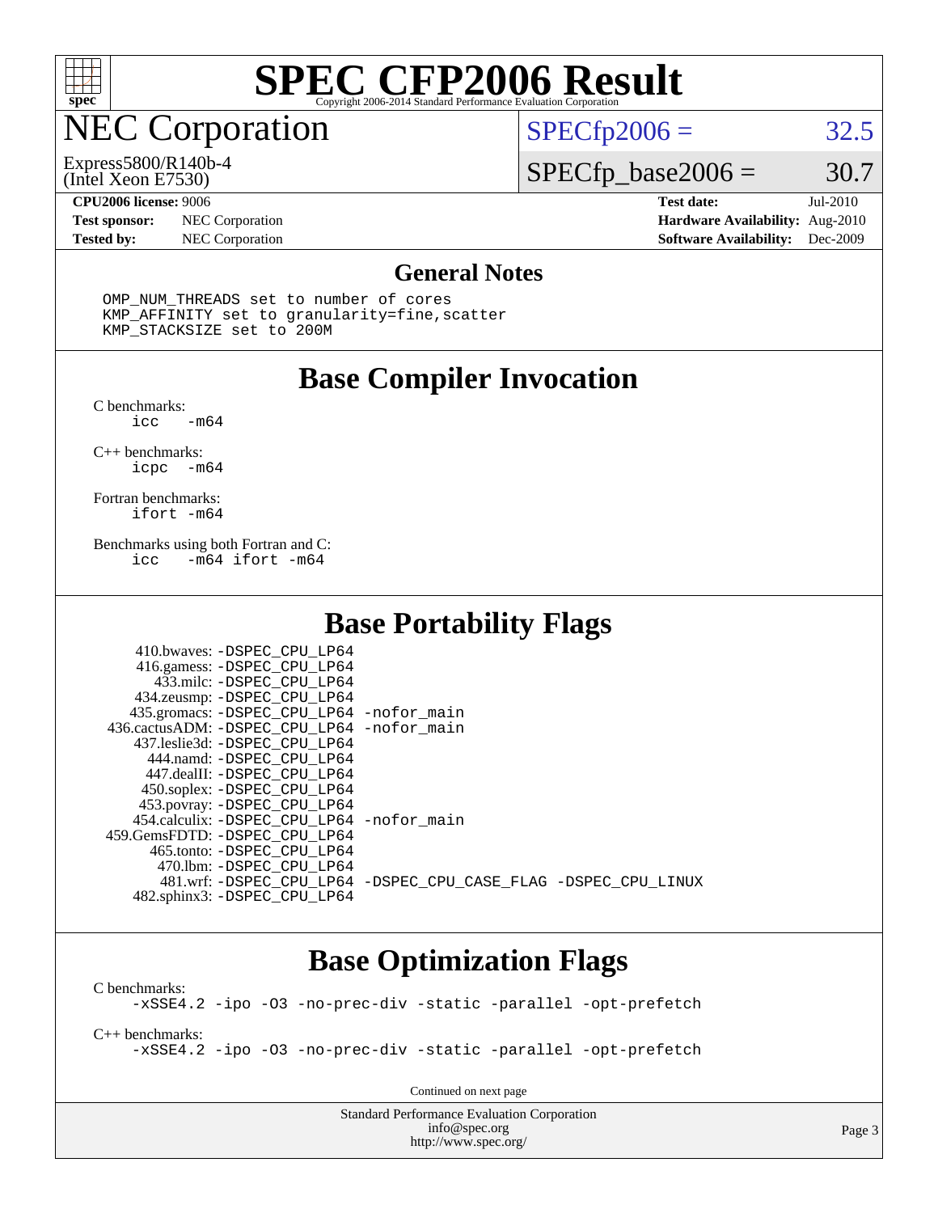# SPEC CFP2006 Result

Copyright 2006-2014 Standard Performance Evaluation Corporation

## NEC Corporation

Express5800/R140b-4
(Intel Xeon E7530)

SPECfp2006 = 32.5

SPECfp_base2006 = 30.7

| | | | |
|---|---|---|---|
| **CPU2006 license:** 9006 | | **Test date:** | Jul-2010 |
| **Test sponsor:** | NEC Corporation | **Hardware Availability:** | Aug-2010 |
| **Tested by:** | NEC Corporation | **Software Availability:** | Dec-2009 |

### General Notes

```
OMP_NUM_THREADS set to number of cores
KMP_AFFINITY set to granularity=fine,scatter
KMP_STACKSIZE set to 200M
```

## Base Compiler Invocation

C benchmarks:
```
icc   -m64
```

C++ benchmarks:
```
icpc  -m64
```

Fortran benchmarks:
```
ifort -m64
```

Benchmarks using both Fortran and C:
```
icc   -m64 ifort -m64
```

## Base Portability Flags

```
     410.bwaves: -DSPEC_CPU_LP64
     416.gamess: -DSPEC_CPU_LP64
       433.milc: -DSPEC_CPU_LP64
     434.zeusmp: -DSPEC_CPU_LP64
    435.gromacs: -DSPEC_CPU_LP64 -nofor_main
 436.cactusADM: -DSPEC_CPU_LP64 -nofor_main
    437.leslie3d: -DSPEC_CPU_LP64
       444.namd: -DSPEC_CPU_LP64
      447.dealII: -DSPEC_CPU_LP64
     450.soplex: -DSPEC_CPU_LP64
     453.povray: -DSPEC_CPU_LP64
   454.calculix: -DSPEC_CPU_LP64 -nofor_main
 459.GemsFDTD: -DSPEC_CPU_LP64
      465.tonto: -DSPEC_CPU_LP64
        470.lbm: -DSPEC_CPU_LP64
        481.wrf: -DSPEC_CPU_LP64 -DSPEC_CPU_CASE_FLAG -DSPEC_CPU_LINUX
    482.sphinx3: -DSPEC_CPU_LP64
```

## Base Optimization Flags

C benchmarks:
```
-xSSE4.2 -ipo -O3 -no-prec-div -static -parallel -opt-prefetch
```

C++ benchmarks:
```
-xSSE4.2 -ipo -O3 -no-prec-div -static -parallel -opt-prefetch
```

Continued on next page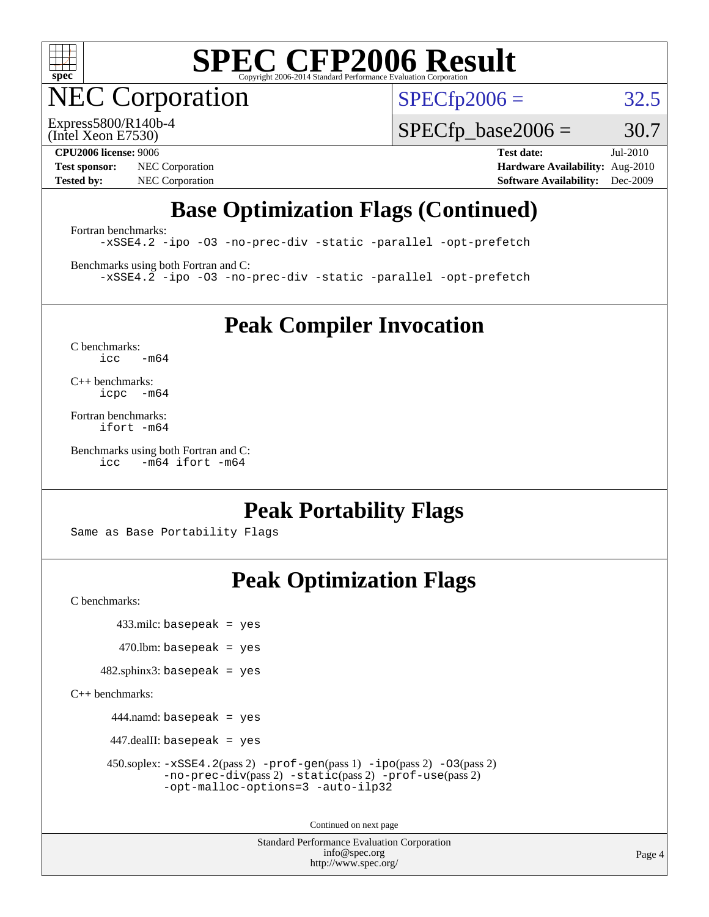# SPEC CFP2006 Result

Copyright 2006-2014 Standard Performance Evaluation Corporation

## NEC Corporation

Express5800/R140b-4
(Intel Xeon E7530)

SPECfp2006 = 32.5

SPECfp_base2006 = 30.7

**CPU2006 license:** 9006
**Test sponsor:** NEC Corporation
**Tested by:** NEC Corporation

**Test date:** Jul-2010
**Hardware Availability:** Aug-2010
**Software Availability:** Dec-2009

## Base Optimization Flags (Continued)

Fortran benchmarks:

```
-xSSE4.2 -ipo -O3 -no-prec-div -static -parallel -opt-prefetch
```

Benchmarks using both Fortran and C:

```
-xSSE4.2 -ipo -O3 -no-prec-div -static -parallel -opt-prefetch
```

## Peak Compiler Invocation

C benchmarks:

```
icc   -m64
```

C++ benchmarks:

```
icpc  -m64
```

Fortran benchmarks:

```
ifort -m64
```

Benchmarks using both Fortran and C:

```
icc   -m64 ifort -m64
```

## Peak Portability Flags

Same as Base Portability Flags

## Peak Optimization Flags

C benchmarks:

433.milc: basepeak = yes

470.lbm: basepeak = yes

482.sphinx3: basepeak = yes

C++ benchmarks:

444.namd: basepeak = yes

447.dealII: basepeak = yes

450.soplex: -xSSE4.2(pass 2) -prof-gen(pass 1) -ipo(pass 2) -O3(pass 2) -no-prec-div(pass 2) -static(pass 2) -prof-use(pass 2) -opt-malloc-options=3 -auto-ilp32

Continued on next page

Standard Performance Evaluation Corporation
info@spec.org
http://www.spec.org/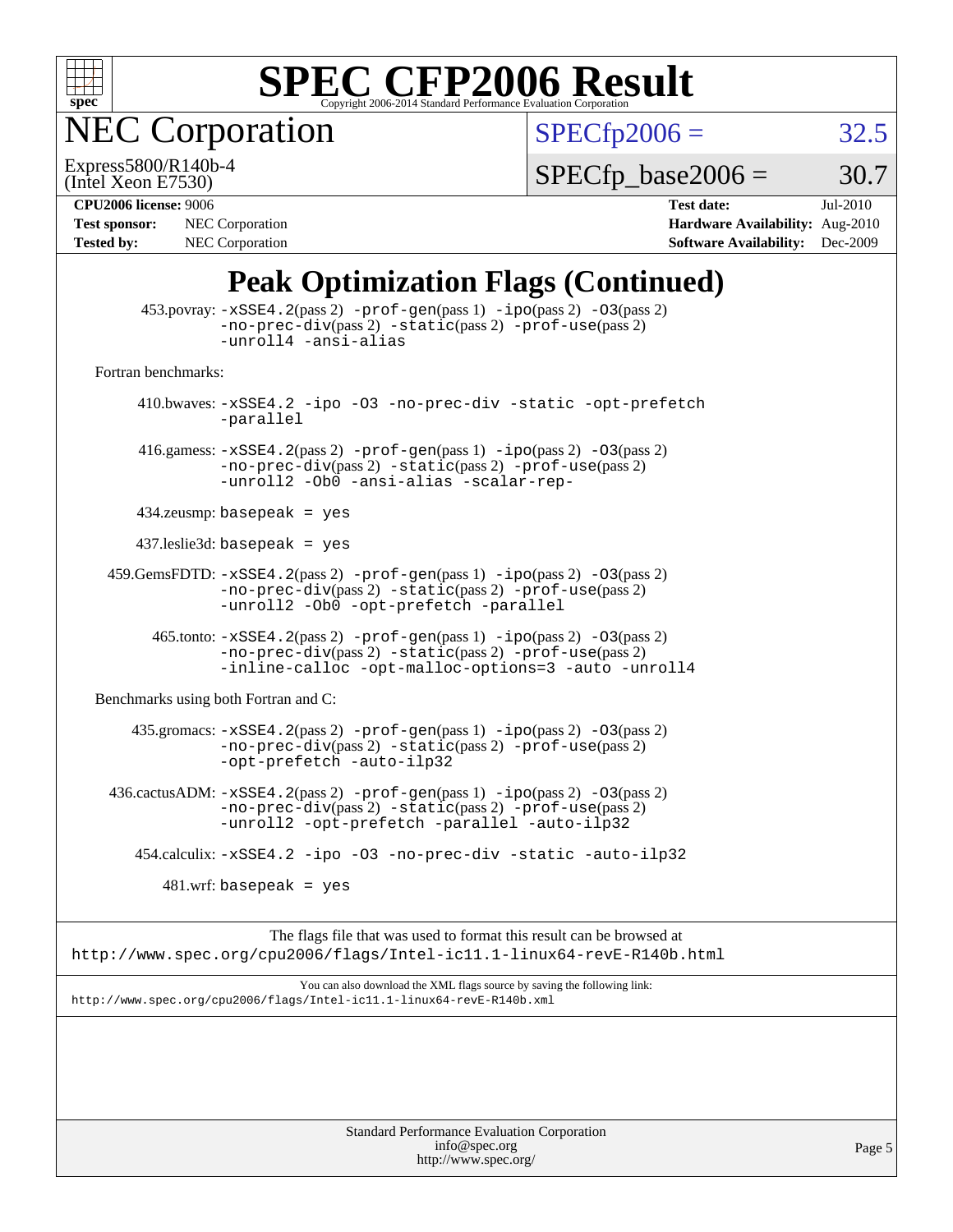# SPEC CFP2006 Result

Copyright 2006-2014 Standard Performance Evaluation Corporation

## NEC Corporation

Express5800/R140b-4
(Intel Xeon E7530)

SPECfp2006 = 32.5

SPECfp_base2006 = 30.7

**CPU2006 license:** 9006
**Test sponsor:** NEC Corporation
**Tested by:** NEC Corporation

**Test date:** Jul-2010
**Hardware Availability:** Aug-2010
**Software Availability:** Dec-2009

## Peak Optimization Flags (Continued)

453.povray: `-xSSE4.2`(pass 2) `-prof-gen`(pass 1) `-ipo`(pass 2) `-O3`(pass 2) `-no-prec-div`(pass 2) `-static`(pass 2) `-prof-use`(pass 2) `-unroll4 -ansi-alias`

Fortran benchmarks:

410.bwaves: `-xSSE4.2 -ipo -O3 -no-prec-div -static -opt-prefetch -parallel`

416.gamess: `-xSSE4.2`(pass 2) `-prof-gen`(pass 1) `-ipo`(pass 2) `-O3`(pass 2) `-no-prec-div`(pass 2) `-static`(pass 2) `-prof-use`(pass 2) `-unroll2 -Ob0 -ansi-alias -scalar-rep-`

434.zeusmp: `basepeak = yes`

437.leslie3d: `basepeak = yes`

459.GemsFDTD: `-xSSE4.2`(pass 2) `-prof-gen`(pass 1) `-ipo`(pass 2) `-O3`(pass 2) `-no-prec-div`(pass 2) `-static`(pass 2) `-prof-use`(pass 2) `-unroll2 -Ob0 -opt-prefetch -parallel`

465.tonto: `-xSSE4.2`(pass 2) `-prof-gen`(pass 1) `-ipo`(pass 2) `-O3`(pass 2) `-no-prec-div`(pass 2) `-static`(pass 2) `-prof-use`(pass 2) `-inline-calloc -opt-malloc-options=3 -auto -unroll4`

Benchmarks using both Fortran and C:

435.gromacs: `-xSSE4.2`(pass 2) `-prof-gen`(pass 1) `-ipo`(pass 2) `-O3`(pass 2) `-no-prec-div`(pass 2) `-static`(pass 2) `-prof-use`(pass 2) `-opt-prefetch -auto-ilp32`

436.cactusADM: `-xSSE4.2`(pass 2) `-prof-gen`(pass 1) `-ipo`(pass 2) `-O3`(pass 2) `-no-prec-div`(pass 2) `-static`(pass 2) `-prof-use`(pass 2) `-unroll2 -opt-prefetch -parallel -auto-ilp32`

454.calculix: `-xSSE4.2 -ipo -O3 -no-prec-div -static -auto-ilp32`

481.wrf: `basepeak = yes`

The flags file that was used to format this result can be browsed at
http://www.spec.org/cpu2006/flags/Intel-ic11.1-linux64-revE-R140b.html

You can also download the XML flags source by saving the following link:
http://www.spec.org/cpu2006/flags/Intel-ic11.1-linux64-revE-R140b.xml

Standard Performance Evaluation Corporation
info@spec.org
http://www.spec.org/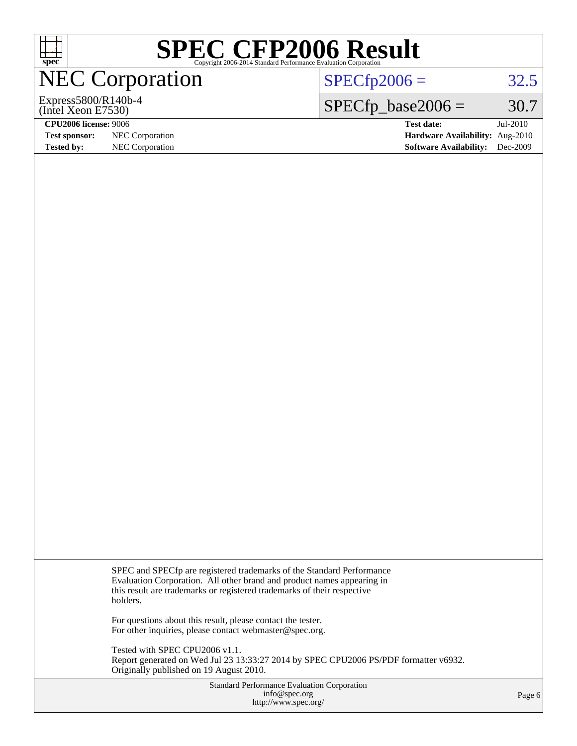SPEC and SPECfp are registered trademarks of the Standard Performance Evaluation Corporation. All other brand and product names appearing in this result are trademarks or registered trademarks of their respective holders.

For questions about this result, please contact the tester.
For other inquiries, please contact webmaster@spec.org.

Tested with SPEC CPU2006 v1.1.
Report generated on Wed Jul 23 13:33:27 2014 by SPEC CPU2006 PS/PDF formatter v6932.
Originally published on 19 August 2010.